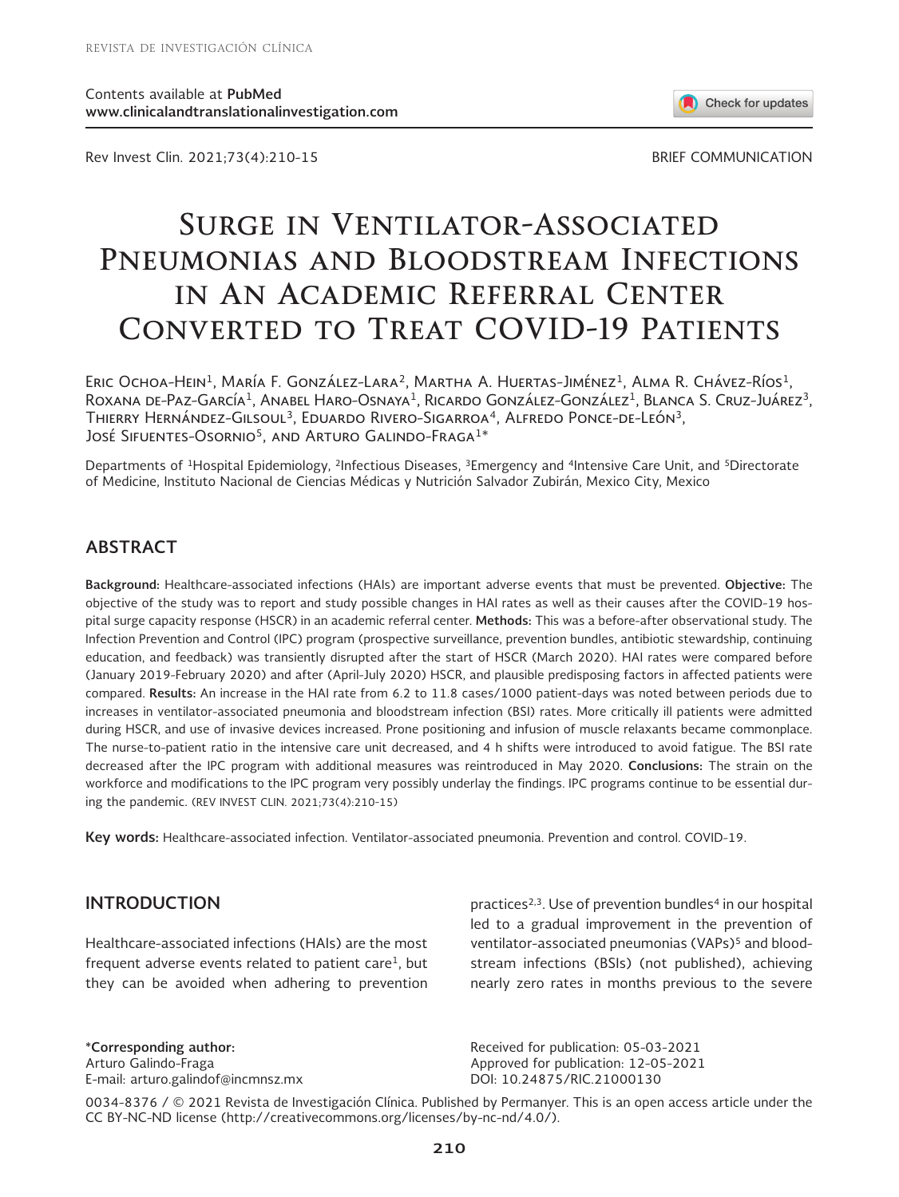Contents available at **PubMed**
**www.clinicalandtranslationalinvestigation.com**

Rev Invest Clin. 2021;73(4):210-15

BRIEF COMMUNICATION

# Surge in Ventilator-Associated Pneumonias and Bloodstream Infections in An Academic Referral Center Converted to Treat COVID-19 Patients

Eric Ochoa-Hein[1], María F. González-Lara[2], Martha A. Huertas-Jiménez[1], Alma R. Chávez-Ríos[1], Roxana de-Paz-García[1], Anabel Haro-Osnaya[1], Ricardo González-González[1], Blanca S. Cruz-Juárez[3], Thierry Hernández-Gilsoul[3], Eduardo Rivero-Sigarroa[4], Alfredo Ponce-de-León[3], José Sifuentes-Osornio[5], and Arturo Galindo-Fraga[1]*

Departments of [1]Hospital Epidemiology, [2]Infectious Diseases, [3]Emergency and [4]Intensive Care Unit, and [5]Directorate of Medicine, Instituto Nacional de Ciencias Médicas y Nutrición Salvador Zubirán, Mexico City, Mexico

## ABSTRACT

**Background:** Healthcare-associated infections (HAIs) are important adverse events that must be prevented. **Objective:** The objective of the study was to report and study possible changes in HAI rates as well as their causes after the COVID-19 hospital surge capacity response (HSCR) in an academic referral center. **Methods:** This was a before-after observational study. The Infection Prevention and Control (IPC) program (prospective surveillance, prevention bundles, antibiotic stewardship, continuing education, and feedback) was transiently disrupted after the start of HSCR (March 2020). HAI rates were compared before (January 2019-February 2020) and after (April-July 2020) HSCR, and plausible predisposing factors in affected patients were compared. **Results:** An increase in the HAI rate from 6.2 to 11.8 cases/1000 patient-days was noted between periods due to increases in ventilator-associated pneumonia and bloodstream infection (BSI) rates. More critically ill patients were admitted during HSCR, and use of invasive devices increased. Prone positioning and infusion of muscle relaxants became commonplace. The nurse-to-patient ratio in the intensive care unit decreased, and 4 h shifts were introduced to avoid fatigue. The BSI rate decreased after the IPC program with additional measures was reintroduced in May 2020. **Conclusions:** The strain on the workforce and modifications to the IPC program very possibly underlay the findings. IPC programs continue to be essential during the pandemic. (REV INVEST CLIN. 2021;73(4):210-15)

**Key words:** Healthcare-associated infection. Ventilator-associated pneumonia. Prevention and control. COVID-19.

## INTRODUCTION

Healthcare-associated infections (HAIs) are the most frequent adverse events related to patient care[1], but they can be avoided when adhering to prevention practices[2,3]. Use of prevention bundles[4] in our hospital led to a gradual improvement in the prevention of ventilator-associated pneumonias (VAPs)[5] and bloodstream infections (BSIs) (not published), achieving nearly zero rates in months previous to the severe

**\*Corresponding author:**
Arturo Galindo-Fraga
E-mail: arturo.galindof@incmnsz.mx

Received for publication: 05-03-2021
Approved for publication: 12-05-2021
DOI: 10.24875/RIC.21000130

0034-8376 / © 2021 Revista de Investigación Clínica. Published by Permanyer. This is an open access article under the CC BY-NC-ND license (http://creativecommons.org/licenses/by-nc-nd/4.0/).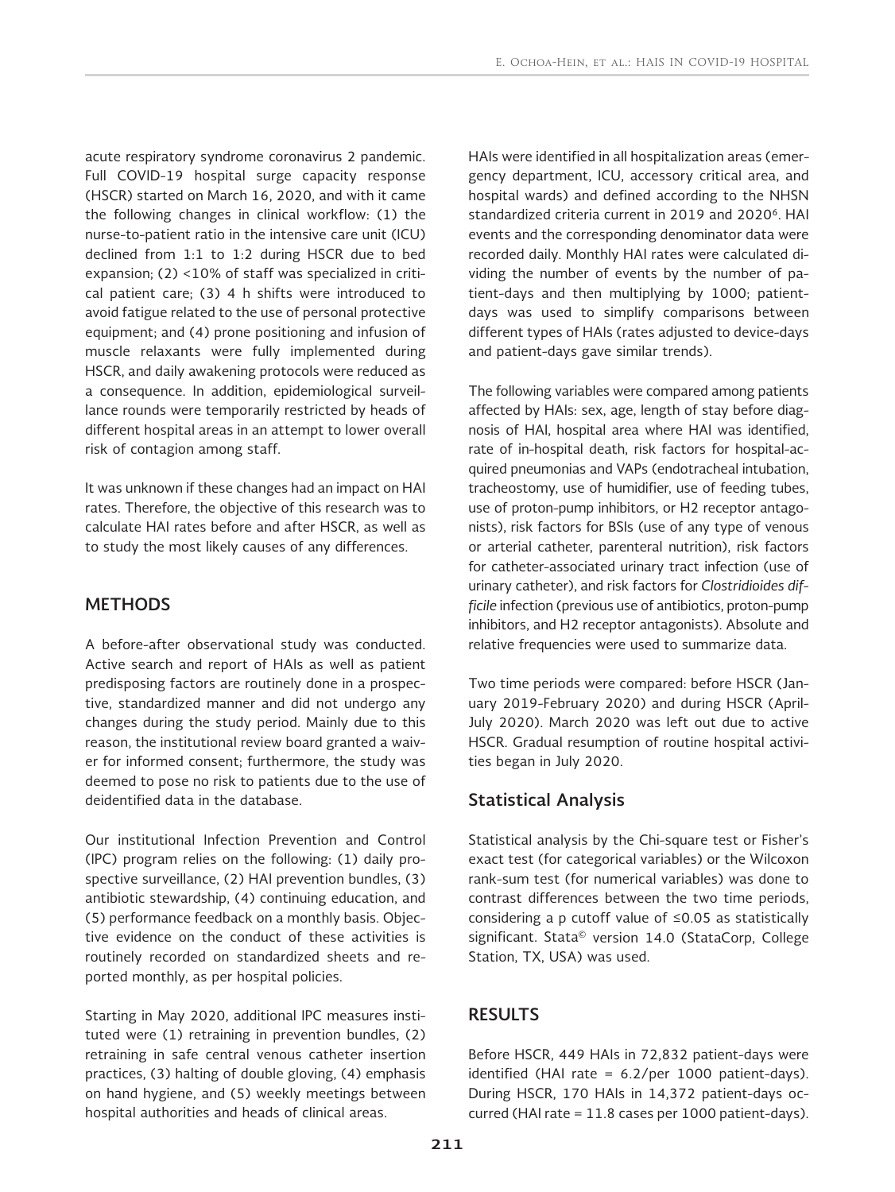acute respiratory syndrome coronavirus 2 pandemic. Full COVID-19 hospital surge capacity response (HSCR) started on March 16, 2020, and with it came the following changes in clinical workflow: (1) the nurse-to-patient ratio in the intensive care unit (ICU) declined from 1:1 to 1:2 during HSCR due to bed expansion; (2) <10% of staff was specialized in critical patient care; (3) 4 h shifts were introduced to avoid fatigue related to the use of personal protective equipment; and (4) prone positioning and infusion of muscle relaxants were fully implemented during HSCR, and daily awakening protocols were reduced as a consequence. In addition, epidemiological surveillance rounds were temporarily restricted by heads of different hospital areas in an attempt to lower overall risk of contagion among staff.

It was unknown if these changes had an impact on HAI rates. Therefore, the objective of this research was to calculate HAI rates before and after HSCR, as well as to study the most likely causes of any differences.

## METHODS

A before-after observational study was conducted. Active search and report of HAIs as well as patient predisposing factors are routinely done in a prospective, standardized manner and did not undergo any changes during the study period. Mainly due to this reason, the institutional review board granted a waiver for informed consent; furthermore, the study was deemed to pose no risk to patients due to the use of deidentified data in the database.

Our institutional Infection Prevention and Control (IPC) program relies on the following: (1) daily prospective surveillance, (2) HAI prevention bundles, (3) antibiotic stewardship, (4) continuing education, and (5) performance feedback on a monthly basis. Objective evidence on the conduct of these activities is routinely recorded on standardized sheets and reported monthly, as per hospital policies.

Starting in May 2020, additional IPC measures instituted were (1) retraining in prevention bundles, (2) retraining in safe central venous catheter insertion practices, (3) halting of double gloving, (4) emphasis on hand hygiene, and (5) weekly meetings between hospital authorities and heads of clinical areas.

HAIs were identified in all hospitalization areas (emergency department, ICU, accessory critical area, and hospital wards) and defined according to the NHSN standardized criteria current in 2019 and 2020[6]. HAI events and the corresponding denominator data were recorded daily. Monthly HAI rates were calculated dividing the number of events by the number of patient-days and then multiplying by 1000; patient-days was used to simplify comparisons between different types of HAIs (rates adjusted to device-days and patient-days gave similar trends).

The following variables were compared among patients affected by HAIs: sex, age, length of stay before diagnosis of HAI, hospital area where HAI was identified, rate of in-hospital death, risk factors for hospital-acquired pneumonias and VAPs (endotracheal intubation, tracheostomy, use of humidifier, use of feeding tubes, use of proton-pump inhibitors, or H2 receptor antagonists), risk factors for BSIs (use of any type of venous or arterial catheter, parenteral nutrition), risk factors for catheter-associated urinary tract infection (use of urinary catheter), and risk factors for *Clostridioides difficile* infection (previous use of antibiotics, proton-pump inhibitors, and H2 receptor antagonists). Absolute and relative frequencies were used to summarize data.

Two time periods were compared: before HSCR (January 2019-February 2020) and during HSCR (April-July 2020). March 2020 was left out due to active HSCR. Gradual resumption of routine hospital activities began in July 2020.

### Statistical Analysis

Statistical analysis by the Chi-square test or Fisher's exact test (for categorical variables) or the Wilcoxon rank-sum test (for numerical variables) was done to contrast differences between the two time periods, considering a p cutoff value of $\leq 0.05$ as statistically significant. Stata© version 14.0 (StataCorp, College Station, TX, USA) was used.

## RESULTS

Before HSCR, 449 HAIs in 72,832 patient-days were identified (HAI rate = 6.2/per 1000 patient-days). During HSCR, 170 HAIs in 14,372 patient-days occurred (HAI rate = 11.8 cases per 1000 patient-days).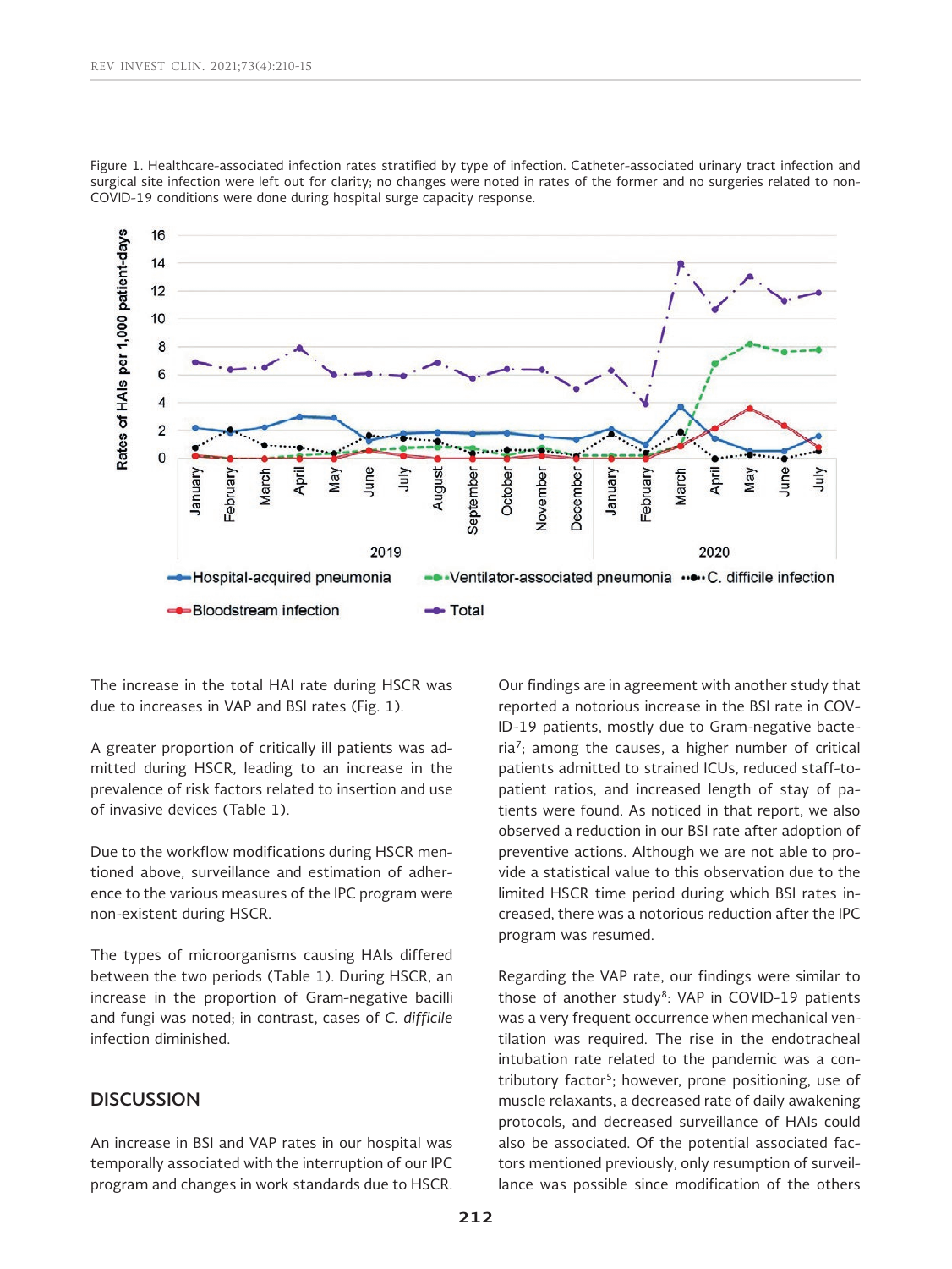Figure 1. Healthcare-associated infection rates stratified by type of infection. Catheter-associated urinary tract infection and surgical site infection were left out for clarity; no changes were noted in rates of the former and no surgeries related to non-COVID-19 conditions were done during hospital surge capacity response.

The increase in the total HAI rate during HSCR was due to increases in VAP and BSI rates (Fig. 1).

A greater proportion of critically ill patients was admitted during HSCR, leading to an increase in the prevalence of risk factors related to insertion and use of invasive devices (Table 1).

Due to the workflow modifications during HSCR mentioned above, surveillance and estimation of adherence to the various measures of the IPC program were non-existent during HSCR.

The types of microorganisms causing HAIs differed between the two periods (Table 1). During HSCR, an increase in the proportion of Gram-negative bacilli and fungi was noted; in contrast, cases of *C. difficile* infection diminished.

## DISCUSSION

An increase in BSI and VAP rates in our hospital was temporally associated with the interruption of our IPC program and changes in work standards due to HSCR. Our findings are in agreement with another study that reported a notorious increase in the BSI rate in COVID-19 patients, mostly due to Gram-negative bacteria[7]; among the causes, a higher number of critical patients admitted to strained ICUs, reduced staff-to-patient ratios, and increased length of stay of patients were found. As noticed in that report, we also observed a reduction in our BSI rate after adoption of preventive actions. Although we are not able to provide a statistical value to this observation due to the limited HSCR time period during which BSI rates increased, there was a notorious reduction after the IPC program was resumed.

Regarding the VAP rate, our findings were similar to those of another study[8]: VAP in COVID-19 patients was a very frequent occurrence when mechanical ventilation was required. The rise in the endotracheal intubation rate related to the pandemic was a contributory factor[5]; however, prone positioning, use of muscle relaxants, a decreased rate of daily awakening protocols, and decreased surveillance of HAIs could also be associated. Of the potential associated factors mentioned previously, only resumption of surveillance was possible since modification of the others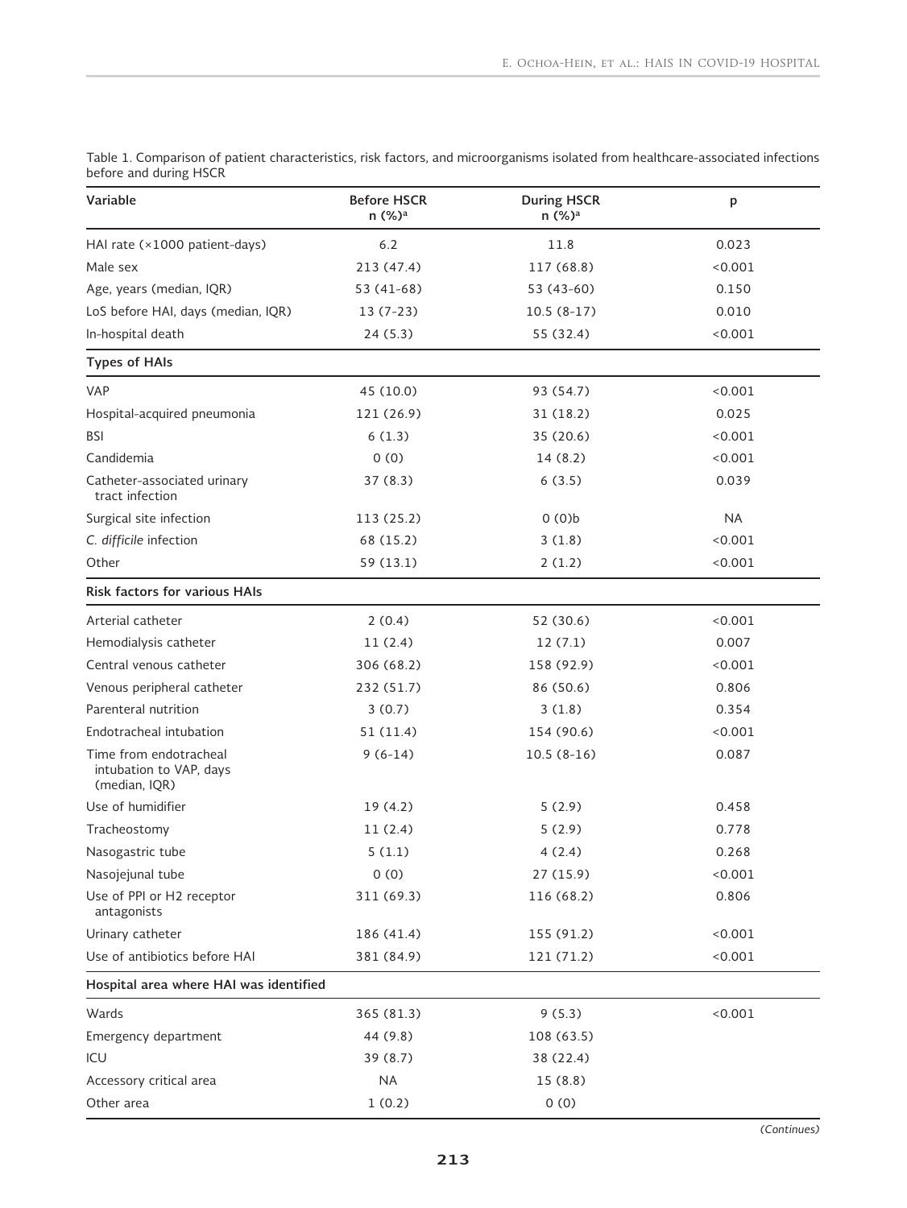Table 1. Comparison of patient characteristics, risk factors, and microorganisms isolated from healthcare-associated infections before and during HSCR

| Variable | Before HSCR n (%)[a] | During HSCR n (%)[a] | p |
|---|---|---|---|
| HAI rate (×1000 patient-days) | 6.2 | 11.8 | 0.023 |
| Male sex | 213 (47.4) | 117 (68.8) | <0.001 |
| Age, years (median, IQR) | 53 (41-68) | 53 (43-60) | 0.150 |
| LoS before HAI, days (median, IQR) | 13 (7-23) | 10.5 (8-17) | 0.010 |
| In-hospital death | 24 (5.3) | 55 (32.4) | <0.001 |
| **Types of HAIs** | | | |
| VAP | 45 (10.0) | 93 (54.7) | <0.001 |
| Hospital-acquired pneumonia | 121 (26.9) | 31 (18.2) | 0.025 |
| BSI | 6 (1.3) | 35 (20.6) | <0.001 |
| Candidemia | 0 (0) | 14 (8.2) | <0.001 |
| Catheter-associated urinary tract infection | 37 (8.3) | 6 (3.5) | 0.039 |
| Surgical site infection | 113 (25.2) | 0 (0)b | NA |
| *C. difficile* infection | 68 (15.2) | 3 (1.8) | <0.001 |
| Other | 59 (13.1) | 2 (1.2) | <0.001 |
| **Risk factors for various HAIs** | | | |
| Arterial catheter | 2 (0.4) | 52 (30.6) | <0.001 |
| Hemodialysis catheter | 11 (2.4) | 12 (7.1) | 0.007 |
| Central venous catheter | 306 (68.2) | 158 (92.9) | <0.001 |
| Venous peripheral catheter | 232 (51.7) | 86 (50.6) | 0.806 |
| Parenteral nutrition | 3 (0.7) | 3 (1.8) | 0.354 |
| Endotracheal intubation | 51 (11.4) | 154 (90.6) | <0.001 |
| Time from endotracheal intubation to VAP, days (median, IQR) | 9 (6-14) | 10.5 (8-16) | 0.087 |
| Use of humidifier | 19 (4.2) | 5 (2.9) | 0.458 |
| Tracheostomy | 11 (2.4) | 5 (2.9) | 0.778 |
| Nasogastric tube | 5 (1.1) | 4 (2.4) | 0.268 |
| Nasojejunal tube | 0 (0) | 27 (15.9) | <0.001 |
| Use of PPI or H2 receptor antagonists | 311 (69.3) | 116 (68.2) | 0.806 |
| Urinary catheter | 186 (41.4) | 155 (91.2) | <0.001 |
| Use of antibiotics before HAI | 381 (84.9) | 121 (71.2) | <0.001 |
| **Hospital area where HAI was identified** | | | |
| Wards | 365 (81.3) | 9 (5.3) | <0.001 |
| Emergency department | 44 (9.8) | 108 (63.5) | |
| ICU | 39 (8.7) | 38 (22.4) | |
| Accessory critical area | NA | 15 (8.8) | |
| Other area | 1 (0.2) | 0 (0) | |

*(Continues)*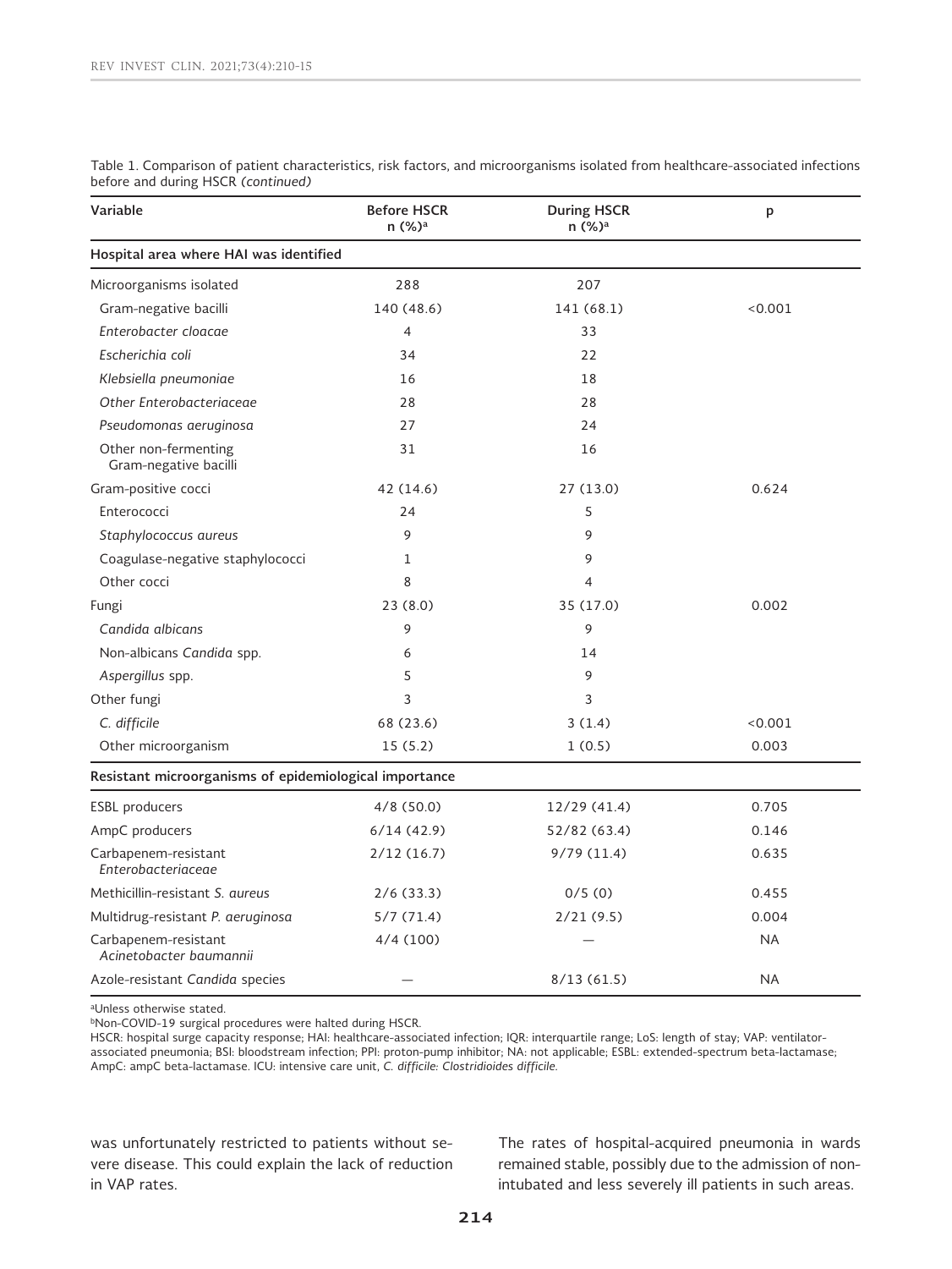Table 1. Comparison of patient characteristics, risk factors, and microorganisms isolated from healthcare-associated infections before and during HSCR *(continued)*

| Variable | Before HSCR n (%)[a] | During HSCR n (%)[a] | p |
|---|---|---|---|
| **Hospital area where HAI was identified** | | | |
| Microorganisms isolated | 288 | 207 | |
| Gram-negative bacilli | 140 (48.6) | 141 (68.1) | <0.001 |
| *Enterobacter cloacae* | 4 | 33 | |
| *Escherichia coli* | 34 | 22 | |
| *Klebsiella pneumoniae* | 16 | 18 | |
| *Other Enterobacteriaceae* | 28 | 28 | |
| *Pseudomonas aeruginosa* | 27 | 24 | |
| Other non-fermenting Gram-negative bacilli | 31 | 16 | |
| Gram-positive cocci | 42 (14.6) | 27 (13.0) | 0.624 |
| Enterococci | 24 | 5 | |
| *Staphylococcus aureus* | 9 | 9 | |
| Coagulase-negative staphylococci | 1 | 9 | |
| Other cocci | 8 | 4 | |
| Fungi | 23 (8.0) | 35 (17.0) | 0.002 |
| *Candida albicans* | 9 | 9 | |
| Non-albicans *Candida* spp. | 6 | 14 | |
| *Aspergillus* spp. | 5 | 9 | |
| Other fungi | 3 | 3 | |
| *C. difficile* | 68 (23.6) | 3 (1.4) | <0.001 |
| Other microorganism | 15 (5.2) | 1 (0.5) | 0.003 |
| **Resistant microorganisms of epidemiological importance** | | | |
| ESBL producers | 4/8 (50.0) | 12/29 (41.4) | 0.705 |
| AmpC producers | 6/14 (42.9) | 52/82 (63.4) | 0.146 |
| Carbapenem-resistant *Enterobacteriaceae* | 2/12 (16.7) | 9/79 (11.4) | 0.635 |
| Methicillin-resistant *S. aureus* | 2/6 (33.3) | 0/5 (0) | 0.455 |
| Multidrug-resistant *P. aeruginosa* | 5/7 (71.4) | 2/21 (9.5) | 0.004 |
| Carbapenem-resistant *Acinetobacter baumannii* | 4/4 (100) | — | NA |
| Azole-resistant *Candida* species | — | 8/13 (61.5) | NA |

[a]Unless otherwise stated.
[b]Non-COVID-19 surgical procedures were halted during HSCR.
HSCR: hospital surge capacity response; HAI: healthcare-associated infection; IQR: interquartile range; LoS: length of stay; VAP: ventilator-associated pneumonia; BSI: bloodstream infection; PPI: proton-pump inhibitor; NA: not applicable; ESBL: extended-spectrum beta-lactamase; AmpC: ampC beta-lactamase. ICU: intensive care unit, *C. difficile: Clostridioides difficile.*

was unfortunately restricted to patients without severe disease. This could explain the lack of reduction in VAP rates.

The rates of hospital-acquired pneumonia in wards remained stable, possibly due to the admission of non-intubated and less severely ill patients in such areas.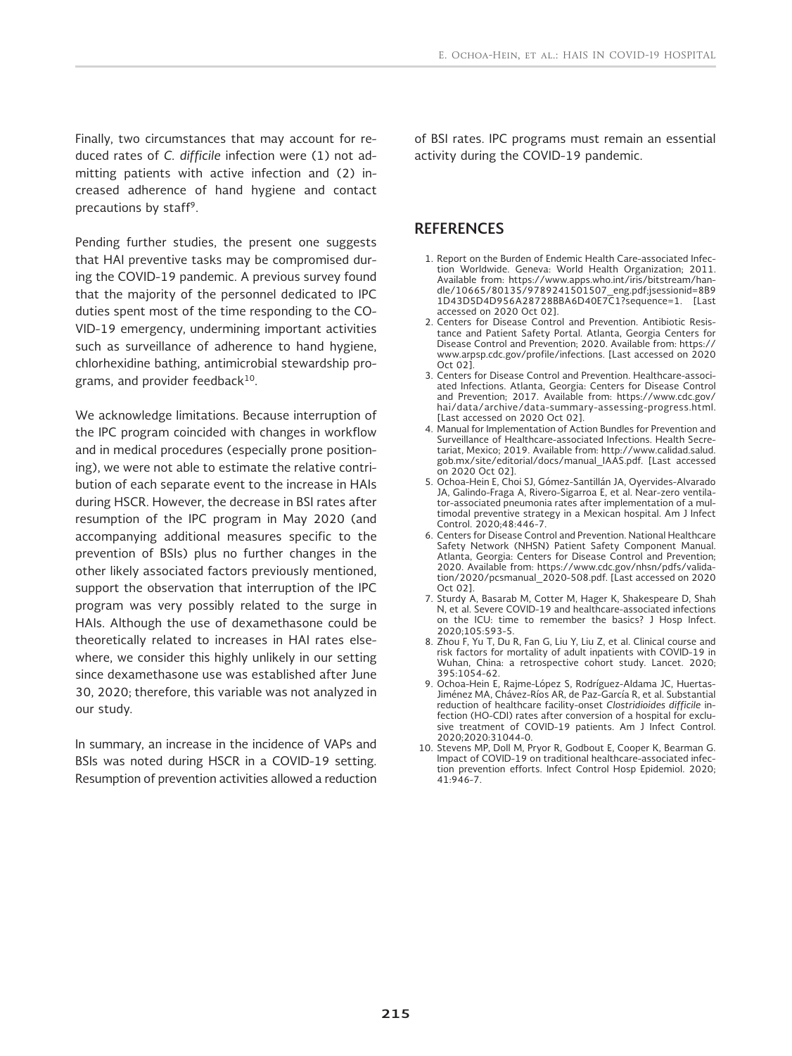Finally, two circumstances that may account for reduced rates of *C. difficile* infection were (1) not admitting patients with active infection and (2) increased adherence of hand hygiene and contact precautions by staff[9].

Pending further studies, the present one suggests that HAI preventive tasks may be compromised during the COVID-19 pandemic. A previous survey found that the majority of the personnel dedicated to IPC duties spent most of the time responding to the COVID-19 emergency, undermining important activities such as surveillance of adherence to hand hygiene, chlorhexidine bathing, antimicrobial stewardship programs, and provider feedback[10].

We acknowledge limitations. Because interruption of the IPC program coincided with changes in workflow and in medical procedures (especially prone positioning), we were not able to estimate the relative contribution of each separate event to the increase in HAIs during HSCR. However, the decrease in BSI rates after resumption of the IPC program in May 2020 (and accompanying additional measures specific to the prevention of BSIs) plus no further changes in the other likely associated factors previously mentioned, support the observation that interruption of the IPC program was very possibly related to the surge in HAIs. Although the use of dexamethasone could be theoretically related to increases in HAI rates elsewhere, we consider this highly unlikely in our setting since dexamethasone use was established after June 30, 2020; therefore, this variable was not analyzed in our study.

In summary, an increase in the incidence of VAPs and BSIs was noted during HSCR in a COVID-19 setting. Resumption of prevention activities allowed a reduction of BSI rates. IPC programs must remain an essential activity during the COVID-19 pandemic.

## REFERENCES

1. Report on the Burden of Endemic Health Care-associated Infection Worldwide. Geneva: World Health Organization; 2011. Available from: https://www.apps.who.int/iris/bitstream/handle/10665/80135/9789241501507_eng.pdf;jsessionid=8B91D43D5D4D956A28728BBA6D40E7C1?sequence=1. [Last accessed on 2020 Oct 02].
2. Centers for Disease Control and Prevention. Antibiotic Resistance and Patient Safety Portal. Atlanta, Georgia Centers for Disease Control and Prevention; 2020. Available from: https://www.arpsp.cdc.gov/profile/infections. [Last accessed on 2020 Oct 02].
3. Centers for Disease Control and Prevention. Healthcare-associated Infections. Atlanta, Georgia: Centers for Disease Control and Prevention; 2017. Available from: https://www.cdc.gov/hai/data/archive/data-summary-assessing-progress.html. [Last accessed on 2020 Oct 02].
4. Manual for Implementation of Action Bundles for Prevention and Surveillance of Healthcare-associated Infections. Health Secretariat, Mexico; 2019. Available from: http://www.calidad.salud.gob.mx/site/editorial/docs/manual_IAAS.pdf. [Last accessed on 2020 Oct 02].
5. Ochoa-Hein E, Choi SJ, Gómez-Santillán JA, Oyervides-Alvarado JA, Galindo-Fraga A, Rivero-Sigarroa E, et al. Near-zero ventilator-associated pneumonia rates after implementation of a multimodal preventive strategy in a Mexican hospital. Am J Infect Control. 2020;48:446-7.
6. Centers for Disease Control and Prevention. National Healthcare Safety Network (NHSN) Patient Safety Component Manual. Atlanta, Georgia: Centers for Disease Control and Prevention; 2020. Available from: https://www.cdc.gov/nhsn/pdfs/validation/2020/pcsmanual_2020-508.pdf. [Last accessed on 2020 Oct 02].
7. Sturdy A, Basarab M, Cotter M, Hager K, Shakespeare D, Shah N, et al. Severe COVID-19 and healthcare-associated infections on the ICU: time to remember the basics? J Hosp Infect. 2020;105:593-5.
8. Zhou F, Yu T, Du R, Fan G, Liu Y, Liu Z, et al. Clinical course and risk factors for mortality of adult inpatients with COVID-19 in Wuhan, China: a retrospective cohort study. Lancet. 2020; 395:1054-62.
9. Ochoa-Hein E, Rajme-López S, Rodríguez-Aldama JC, Huertas-Jiménez MA, Chávez-Ríos AR, de Paz-García R, et al. Substantial reduction of healthcare facility-onset *Clostridioides difficile* infection (HO-CDI) rates after conversion of a hospital for exclusive treatment of COVID-19 patients. Am J Infect Control. 2020;2020:31044-0.
10. Stevens MP, Doll M, Pryor R, Godbout E, Cooper K, Bearman G. Impact of COVID-19 on traditional healthcare-associated infection prevention efforts. Infect Control Hosp Epidemiol. 2020; 41:946-7.